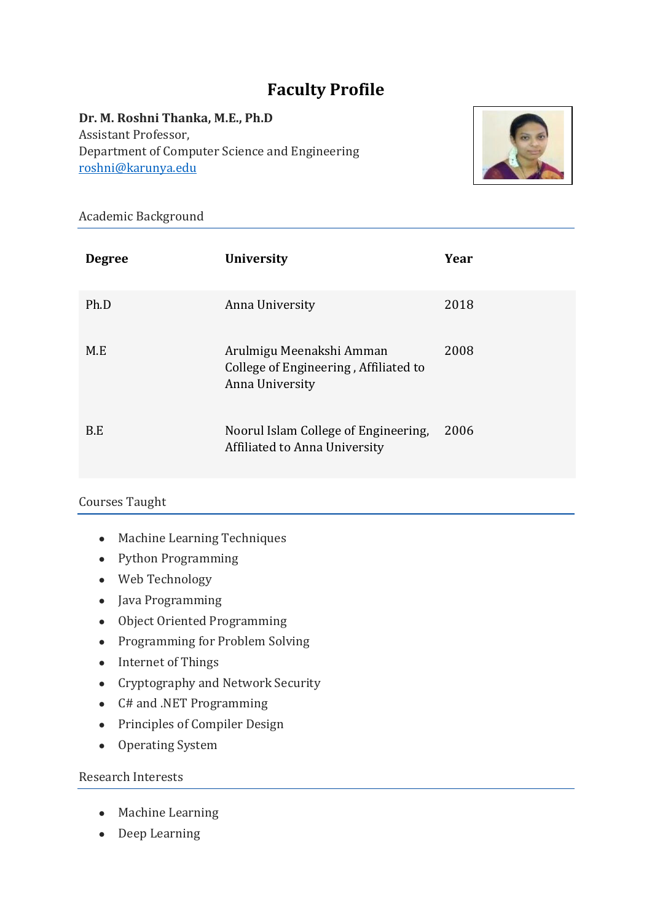# Faculty Profile

**Dr. M. Roshni Thanka, M.E., Ph.D**
Assistant Professor,
Department of Computer Science and Engineering
roshni@karunya.edu

## Academic Background

| Degree | University | Year |
|---|---|---|
| Ph.D | Anna University | 2018 |
| M.E | Arulmigu Meenakshi Amman College of Engineering , Affiliated to Anna University | 2008 |
| B.E | Noorul Islam College of Engineering, Affiliated to Anna University | 2006 |

## Courses Taught

- Machine Learning Techniques
- Python Programming
- Web Technology
- Java Programming
- Object Oriented Programming
- Programming for Problem Solving
- Internet of Things
- Cryptography and Network Security
- C# and .NET Programming
- Principles of Compiler Design
- Operating System

## Research Interests

- Machine Learning
- Deep Learning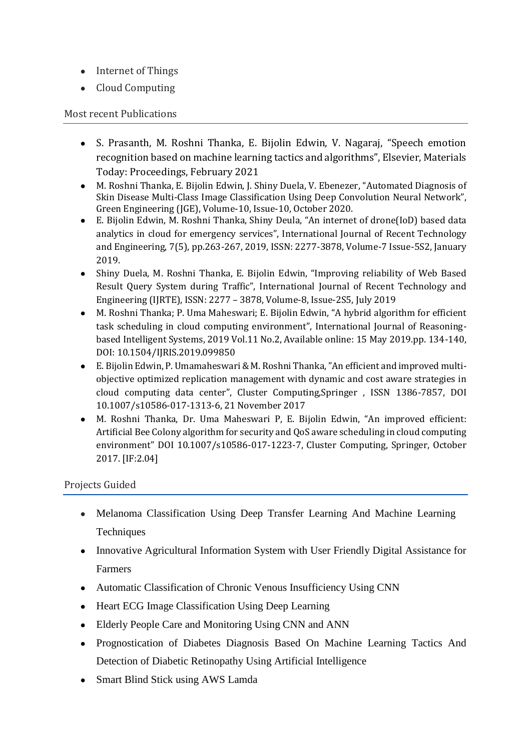- Internet of Things
- Cloud Computing

## Most recent Publications

- S. Prasanth, M. Roshni Thanka, E. Bijolin Edwin, V. Nagaraj, "Speech emotion recognition based on machine learning tactics and algorithms", Elsevier, Materials Today: Proceedings, February 2021
- M. Roshni Thanka, E. Bijolin Edwin, J. Shiny Duela, V. Ebenezer, "Automated Diagnosis of Skin Disease Multi-Class Image Classification Using Deep Convolution Neural Network", Green Engineering (JGE), Volume-10, Issue-10, October 2020.
- E. Bijolin Edwin, M. Roshni Thanka, Shiny Deula, "An internet of drone(IoD) based data analytics in cloud for emergency services", International Journal of Recent Technology and Engineering, 7(5), pp.263-267, 2019, ISSN: 2277-3878, Volume-7 Issue-5S2, January 2019.
- Shiny Duela, M. Roshni Thanka, E. Bijolin Edwin, "Improving reliability of Web Based Result Query System during Traffic", International Journal of Recent Technology and Engineering (IJRTE), ISSN: 2277 – 3878, Volume-8, Issue-2S5, July 2019
- M. Roshni Thanka; P. Uma Maheswari; E. Bijolin Edwin, "A hybrid algorithm for efficient task scheduling in cloud computing environment", International Journal of Reasoning-based Intelligent Systems, 2019 Vol.11 No.2, Available online: 15 May 2019.pp. 134-140, DOI: 10.1504/IJRIS.2019.099850
- E. Bijolin Edwin, P. Umamaheswari & M. Roshni Thanka, "An efficient and improved multi-objective optimized replication management with dynamic and cost aware strategies in cloud computing data center", Cluster Computing,Springer , ISSN 1386-7857, DOI 10.1007/s10586-017-1313-6, 21 November 2017
- M. Roshni Thanka, Dr. Uma Maheswari P, E. Bijolin Edwin, "An improved efficient: Artificial Bee Colony algorithm for security and QoS aware scheduling in cloud computing environment" DOI 10.1007/s10586-017-1223-7, Cluster Computing, Springer, October 2017. [IF:2.04]

## Projects Guided

- Melanoma Classification Using Deep Transfer Learning And Machine Learning Techniques
- Innovative Agricultural Information System with User Friendly Digital Assistance for Farmers
- Automatic Classification of Chronic Venous Insufficiency Using CNN
- Heart ECG Image Classification Using Deep Learning
- Elderly People Care and Monitoring Using CNN and ANN
- Prognostication of Diabetes Diagnosis Based On Machine Learning Tactics And Detection of Diabetic Retinopathy Using Artificial Intelligence
- Smart Blind Stick using AWS Lamda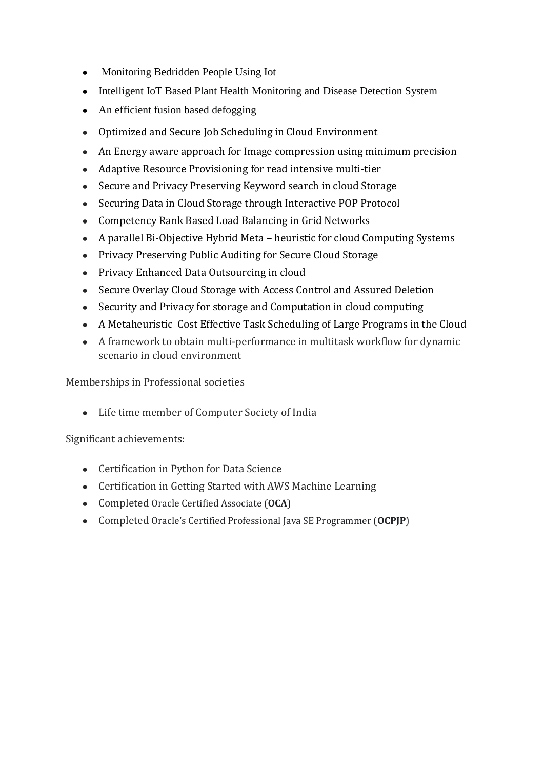- Monitoring Bedridden People Using Iot
- Intelligent IoT Based Plant Health Monitoring and Disease Detection System
- An efficient fusion based defogging
- Optimized and Secure Job Scheduling in Cloud Environment
- An Energy aware approach for Image compression using minimum precision
- Adaptive Resource Provisioning for read intensive multi-tier
- Secure and Privacy Preserving Keyword search in cloud Storage
- Securing Data in Cloud Storage through Interactive POP Protocol
- Competency Rank Based Load Balancing in Grid Networks
- A parallel Bi-Objective Hybrid Meta – heuristic for cloud Computing Systems
- Privacy Preserving Public Auditing for Secure Cloud Storage
- Privacy Enhanced Data Outsourcing in cloud
- Secure Overlay Cloud Storage with Access Control and Assured Deletion
- Security and Privacy for storage and Computation in cloud computing
- A Metaheuristic Cost Effective Task Scheduling of Large Programs in the Cloud
- A framework to obtain multi-performance in multitask workflow for dynamic scenario in cloud environment

## Memberships in Professional societies

- Life time member of Computer Society of India

## Significant achievements:

- Certification in Python for Data Science
- Certification in Getting Started with AWS Machine Learning
- Completed Oracle Certified Associate (**OCA**)
- Completed Oracle's Certified Professional Java SE Programmer (**OCPJP**)